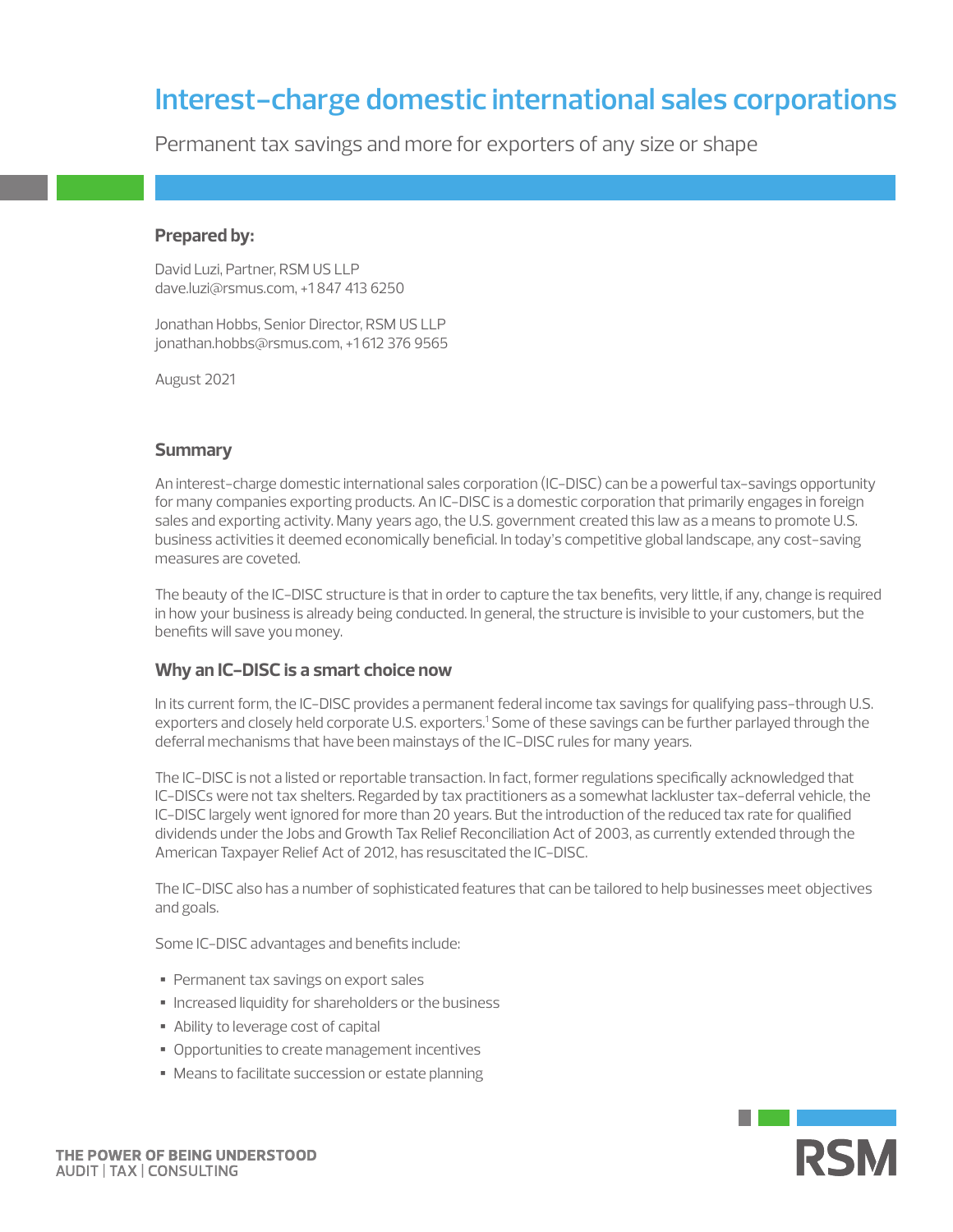# Interest-charge domestic international sales corporations

Permanent tax savings and more for exporters of any size or shape

**Prepared by:**

David Luzi, Partner, RSM US LLP
dave.luzi@rsmus.com, +1 847 413 6250

Jonathan Hobbs, Senior Director, RSM US LLP
jonathan.hobbs@rsmus.com, +1 612 376 9565

August 2021

## Summary

An interest-charge domestic international sales corporation (IC-DISC) can be a powerful tax-savings opportunity for many companies exporting products. An IC-DISC is a domestic corporation that primarily engages in foreign sales and exporting activity. Many years ago, the U.S. government created this law as a means to promote U.S. business activities it deemed economically beneficial. In today's competitive global landscape, any cost-saving measures are coveted.

The beauty of the IC-DISC structure is that in order to capture the tax benefits, very little, if any, change is required in how your business is already being conducted. In general, the structure is invisible to your customers, but the benefits will save you money.

## Why an IC-DISC is a smart choice now

In its current form, the IC-DISC provides a permanent federal income tax savings for qualifying pass-through U.S. exporters and closely held corporate U.S. exporters.[1] Some of these savings can be further parlayed through the deferral mechanisms that have been mainstays of the IC-DISC rules for many years.

The IC-DISC is not a listed or reportable transaction. In fact, former regulations specifically acknowledged that IC-DISCs were not tax shelters. Regarded by tax practitioners as a somewhat lackluster tax-deferral vehicle, the IC-DISC largely went ignored for more than 20 years. But the introduction of the reduced tax rate for qualified dividends under the Jobs and Growth Tax Relief Reconciliation Act of 2003, as currently extended through the American Taxpayer Relief Act of 2012, has resuscitated the IC-DISC.

The IC-DISC also has a number of sophisticated features that can be tailored to help businesses meet objectives and goals.

Some IC-DISC advantages and benefits include:

- Permanent tax savings on export sales
- Increased liquidity for shareholders or the business
- Ability to leverage cost of capital
- Opportunities to create management incentives
- Means to facilitate succession or estate planning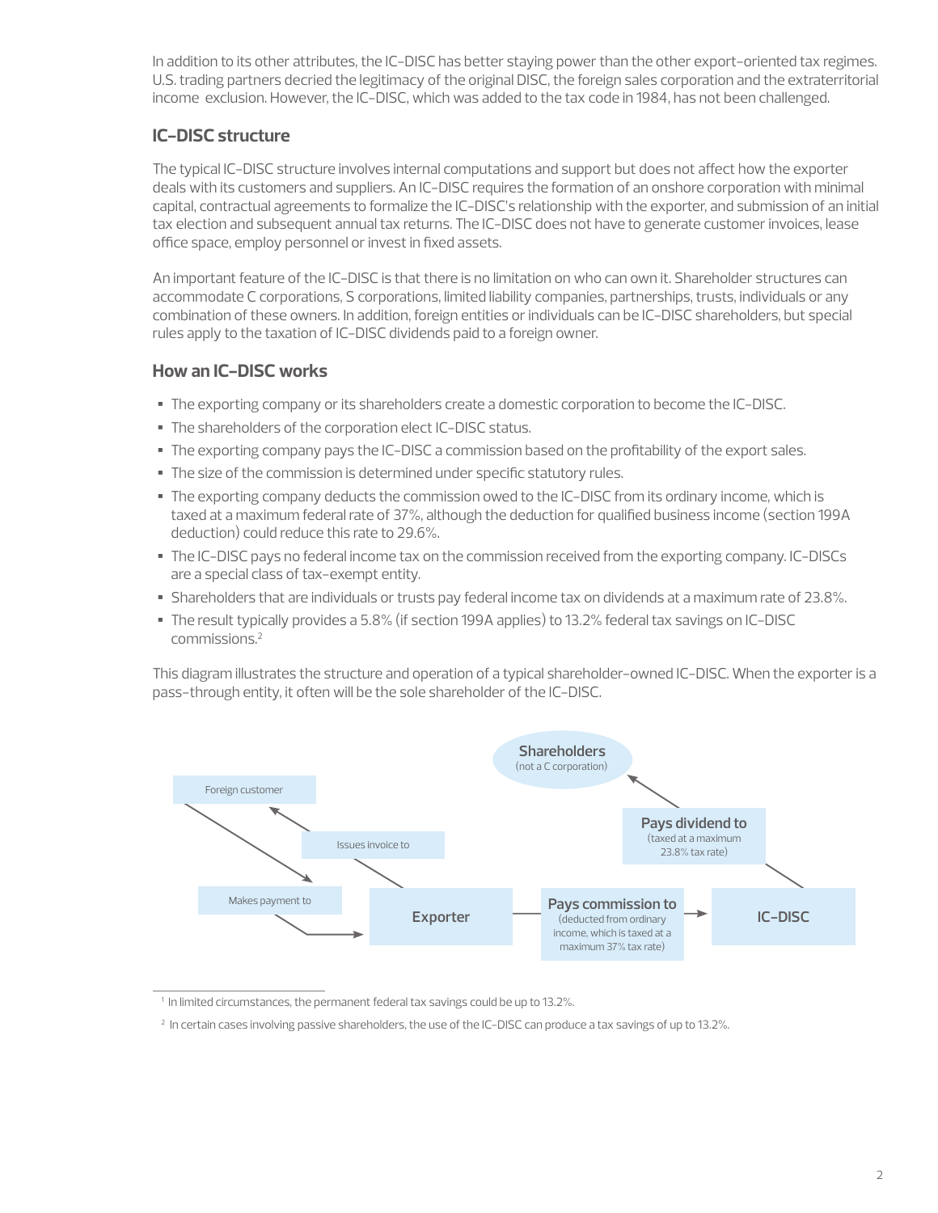In addition to its other attributes, the IC-DISC has better staying power than the other export-oriented tax regimes. U.S. trading partners decried the legitimacy of the original DISC, the foreign sales corporation and the extraterritorial income exclusion. However, the IC-DISC, which was added to the tax code in 1984, has not been challenged.

## IC-DISC structure

The typical IC-DISC structure involves internal computations and support but does not affect how the exporter deals with its customers and suppliers. An IC-DISC requires the formation of an onshore corporation with minimal capital, contractual agreements to formalize the IC-DISC's relationship with the exporter, and submission of an initial tax election and subsequent annual tax returns. The IC-DISC does not have to generate customer invoices, lease office space, employ personnel or invest in fixed assets.

An important feature of the IC-DISC is that there is no limitation on who can own it. Shareholder structures can accommodate C corporations, S corporations, limited liability companies, partnerships, trusts, individuals or any combination of these owners. In addition, foreign entities or individuals can be IC-DISC shareholders, but special rules apply to the taxation of IC-DISC dividends paid to a foreign owner.

## How an IC-DISC works

- The exporting company or its shareholders create a domestic corporation to become the IC-DISC.
- The shareholders of the corporation elect IC-DISC status.
- The exporting company pays the IC-DISC a commission based on the profitability of the export sales.
- The size of the commission is determined under specific statutory rules.
- The exporting company deducts the commission owed to the IC-DISC from its ordinary income, which is taxed at a maximum federal rate of 37%, although the deduction for qualified business income (section 199A deduction) could reduce this rate to 29.6%.
- The IC-DISC pays no federal income tax on the commission received from the exporting company. IC-DISCs are a special class of tax-exempt entity.
- Shareholders that are individuals or trusts pay federal income tax on dividends at a maximum rate of 23.8%.
- The result typically provides a 5.8% (if section 199A applies) to 13.2% federal tax savings on IC-DISC commissions.[2]

This diagram illustrates the structure and operation of a typical shareholder-owned IC-DISC. When the exporter is a pass-through entity, it often will be the sole shareholder of the IC-DISC.

Foreign customer — Issues invoice to — Makes payment to — Exporter — **Pays commission to** (deducted from ordinary income, which is taxed at a maximum 37% tax rate) — **IC-DISC** — **Pays dividend to** (taxed at a maximum 23.8% tax rate) — **Shareholders** (not a C corporation)

---

[1] In limited circumstances, the permanent federal tax savings could be up to 13.2%.

[2] In certain cases involving passive shareholders, the use of the IC-DISC can produce a tax savings of up to 13.2%.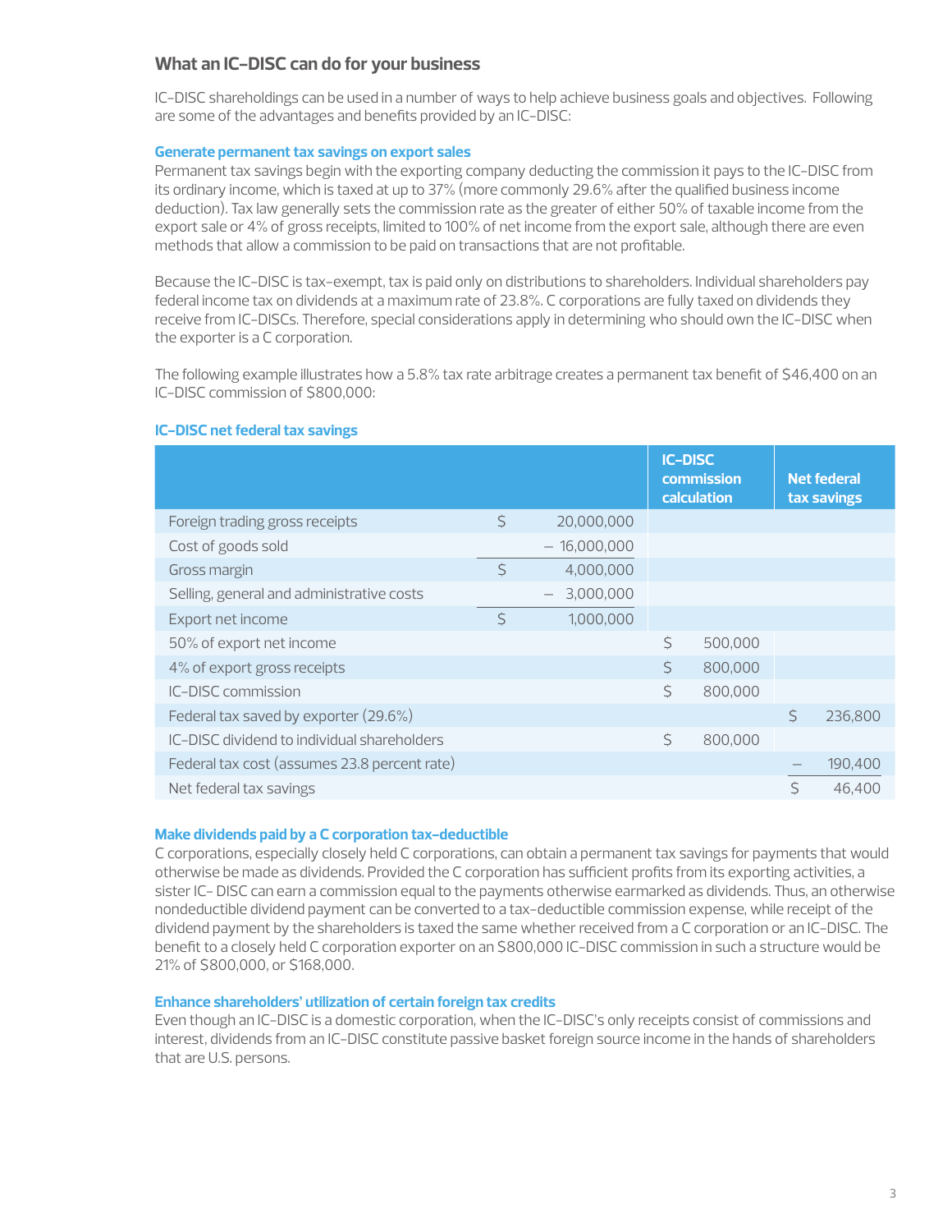## What an IC-DISC can do for your business

IC-DISC shareholdings can be used in a number of ways to help achieve business goals and objectives. Following are some of the advantages and benefits provided by an IC-DISC:

### Generate permanent tax savings on export sales

Permanent tax savings begin with the exporting company deducting the commission it pays to the IC-DISC from its ordinary income, which is taxed at up to 37% (more commonly 29.6% after the qualified business income deduction). Tax law generally sets the commission rate as the greater of either 50% of taxable income from the export sale or 4% of gross receipts, limited to 100% of net income from the export sale, although there are even methods that allow a commission to be paid on transactions that are not profitable.

Because the IC-DISC is tax-exempt, tax is paid only on distributions to shareholders. Individual shareholders pay federal income tax on dividends at a maximum rate of 23.8%. C corporations are fully taxed on dividends they receive from IC-DISCs. Therefore, special considerations apply in determining who should own the IC-DISC when the exporter is a C corporation.

The following example illustrates how a 5.8% tax rate arbitrage creates a permanent tax benefit of $46,400 on an IC-DISC commission of $800,000:

### IC-DISC net federal tax savings

| | | IC-DISC commission calculation | Net federal tax savings |
|---|---|---|---|
| Foreign trading gross receipts | $ 20,000,000 | | |
| Cost of goods sold | – 16,000,000 | | |
| Gross margin | $ 4,000,000 | | |
| Selling, general and administrative costs | – 3,000,000 | | |
| Export net income | $ 1,000,000 | | |
| 50% of export net income | | $ 500,000 | |
| 4% of export gross receipts | | $ 800,000 | |
| IC-DISC commission | | $ 800,000 | |
| Federal tax saved by exporter (29.6%) | | | $ 236,800 |
| IC-DISC dividend to individual shareholders | | $ 800,000 | |
| Federal tax cost (assumes 23.8 percent rate) | | | – 190,400 |
| Net federal tax savings | | | $ 46,400 |

### Make dividends paid by a C corporation tax-deductible

C corporations, especially closely held C corporations, can obtain a permanent tax savings for payments that would otherwise be made as dividends. Provided the C corporation has sufficient profits from its exporting activities, a sister IC- DISC can earn a commission equal to the payments otherwise earmarked as dividends. Thus, an otherwise nondeductible dividend payment can be converted to a tax-deductible commission expense, while receipt of the dividend payment by the shareholders is taxed the same whether received from a C corporation or an IC-DISC. The benefit to a closely held C corporation exporter on an $800,000 IC-DISC commission in such a structure would be 21% of $800,000, or $168,000.

### Enhance shareholders' utilization of certain foreign tax credits

Even though an IC-DISC is a domestic corporation, when the IC-DISC's only receipts consist of commissions and interest, dividends from an IC-DISC constitute passive basket foreign source income in the hands of shareholders that are U.S. persons.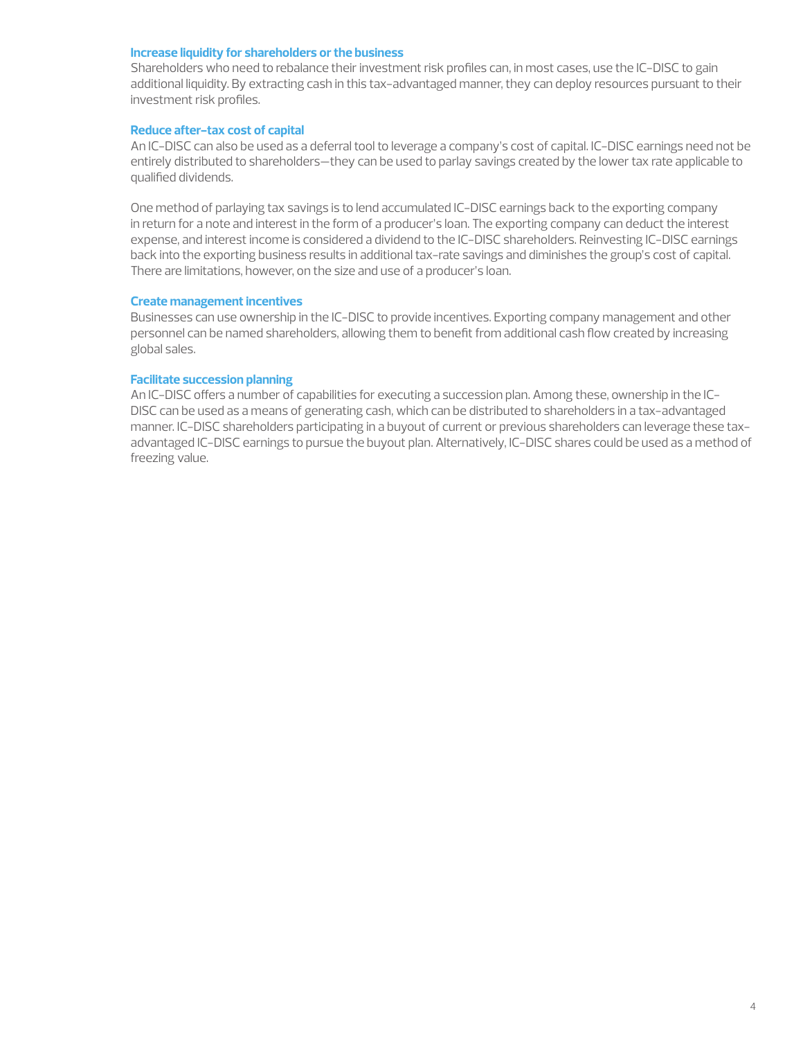### Increase liquidity for shareholders or the business

Shareholders who need to rebalance their investment risk profiles can, in most cases, use the IC-DISC to gain additional liquidity. By extracting cash in this tax-advantaged manner, they can deploy resources pursuant to their investment risk profiles.

### Reduce after-tax cost of capital

An IC-DISC can also be used as a deferral tool to leverage a company's cost of capital. IC-DISC earnings need not be entirely distributed to shareholders—they can be used to parlay savings created by the lower tax rate applicable to qualified dividends.

One method of parlaying tax savings is to lend accumulated IC-DISC earnings back to the exporting company in return for a note and interest in the form of a producer's loan. The exporting company can deduct the interest expense, and interest income is considered a dividend to the IC-DISC shareholders. Reinvesting IC-DISC earnings back into the exporting business results in additional tax-rate savings and diminishes the group's cost of capital. There are limitations, however, on the size and use of a producer's loan.

### Create management incentives

Businesses can use ownership in the IC-DISC to provide incentives. Exporting company management and other personnel can be named shareholders, allowing them to benefit from additional cash flow created by increasing global sales.

### Facilitate succession planning

An IC-DISC offers a number of capabilities for executing a succession plan. Among these, ownership in the IC-DISC can be used as a means of generating cash, which can be distributed to shareholders in a tax-advantaged manner. IC-DISC shareholders participating in a buyout of current or previous shareholders can leverage these tax-advantaged IC-DISC earnings to pursue the buyout plan. Alternatively, IC-DISC shares could be used as a method of freezing value.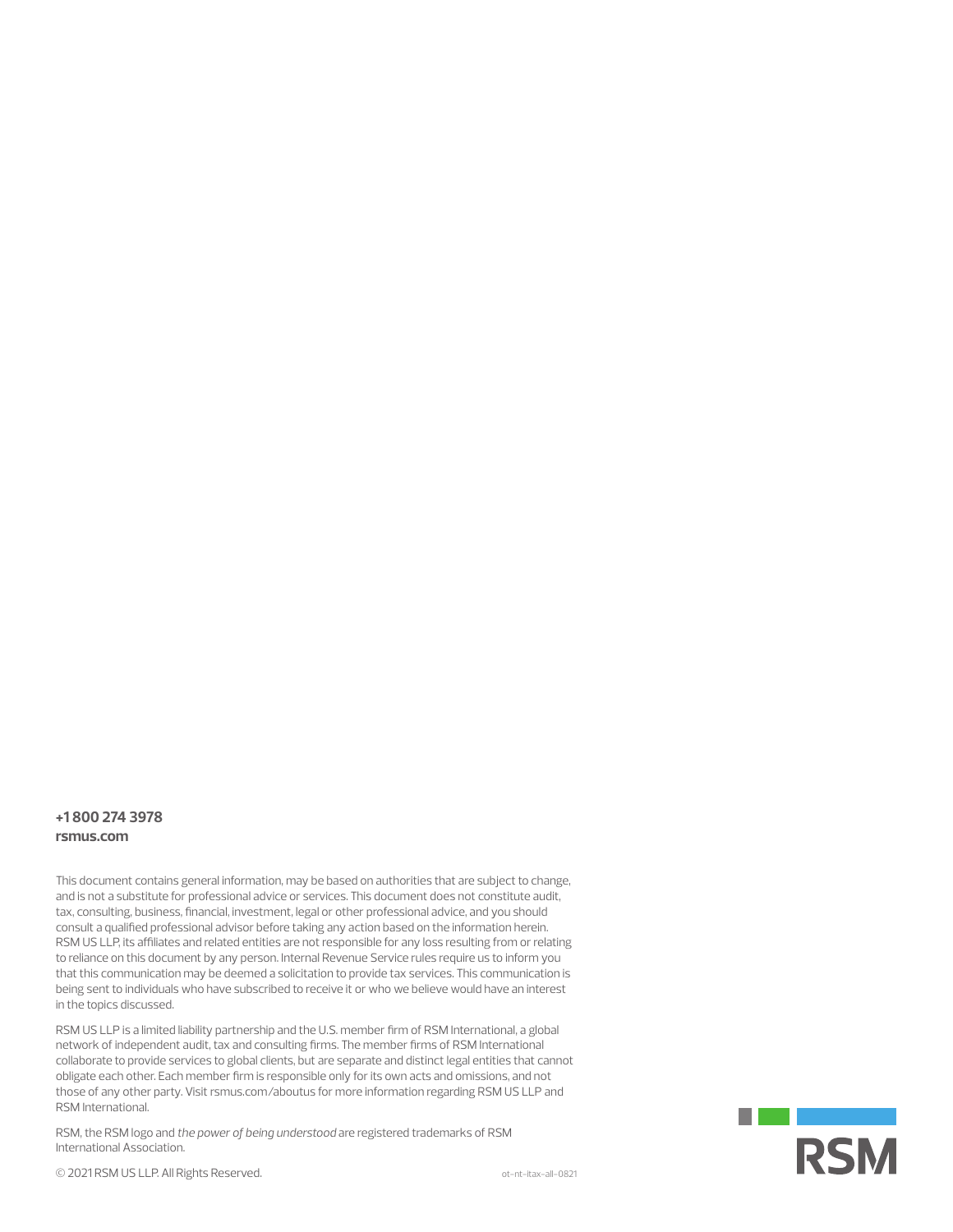**+1 800 274 3978**
**rsmus.com**

This document contains general information, may be based on authorities that are subject to change, and is not a substitute for professional advice or services. This document does not constitute audit, tax, consulting, business, financial, investment, legal or other professional advice, and you should consult a qualified professional advisor before taking any action based on the information herein. RSM US LLP, its affiliates and related entities are not responsible for any loss resulting from or relating to reliance on this document by any person. Internal Revenue Service rules require us to inform you that this communication may be deemed a solicitation to provide tax services. This communication is being sent to individuals who have subscribed to receive it or who we believe would have an interest in the topics discussed.

RSM US LLP is a limited liability partnership and the U.S. member firm of RSM International, a global network of independent audit, tax and consulting firms. The member firms of RSM International collaborate to provide services to global clients, but are separate and distinct legal entities that cannot obligate each other. Each member firm is responsible only for its own acts and omissions, and not those of any other party. Visit rsmus.com/aboutus for more information regarding RSM US LLP and RSM International.

RSM, the RSM logo and *the power of being understood* are registered trademarks of RSM International Association.

© 2021 RSM US LLP. All Rights Reserved.

ot-nt-itax-all-0821

RSM